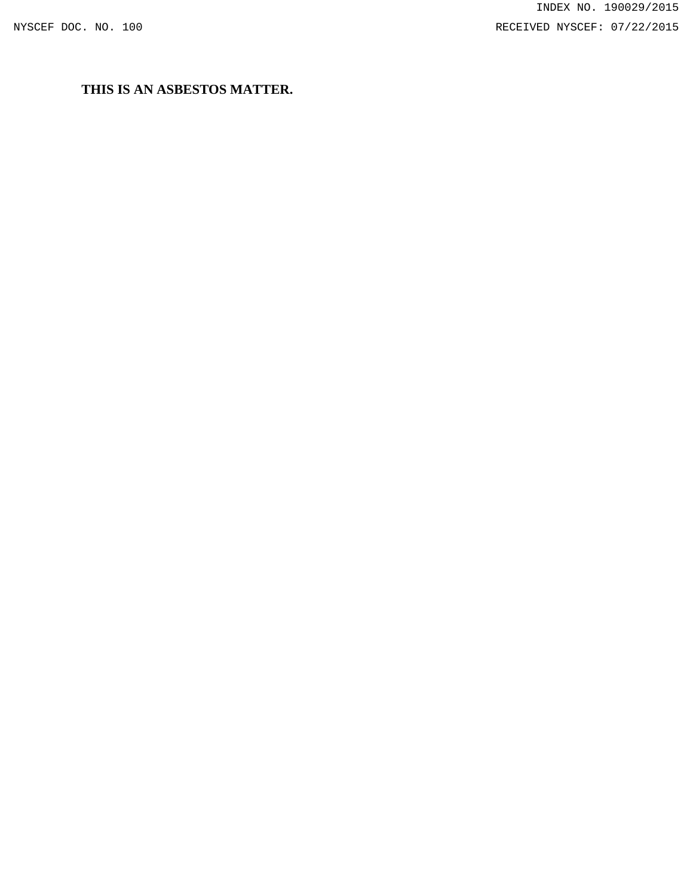**THIS IS AN ASBESTOS MATTER.**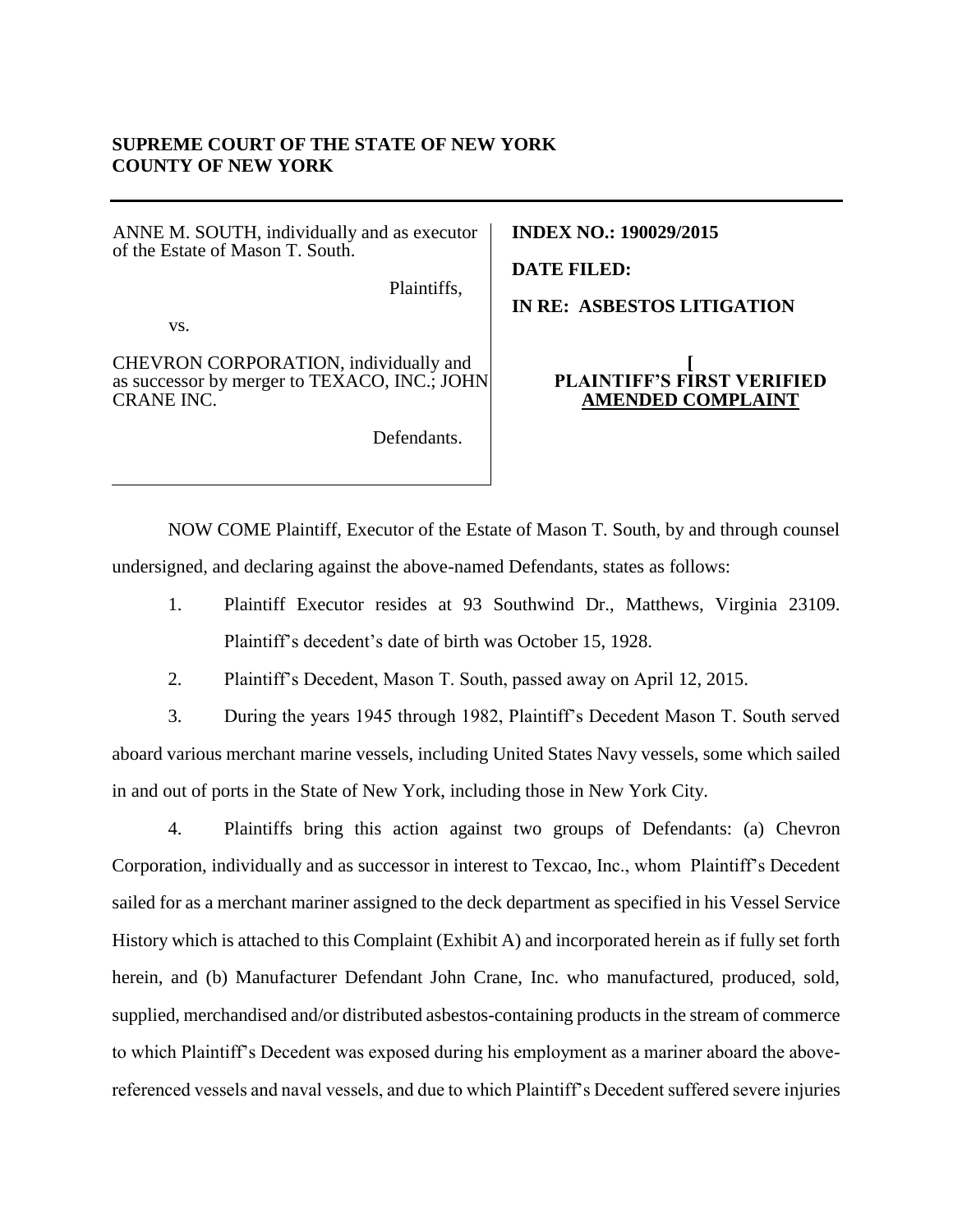**SUPREME COURT OF THE STATE OF NEW YORK**
**COUNTY OF NEW YORK**

| | |
|---|---|
| ANNE M. SOUTH, individually and as executor of the Estate of Mason T. South.<br><br>Plaintiffs,<br><br>vs.<br><br>CHEVRON CORPORATION, individually and as successor by merger to TEXACO, INC.; JOHN CRANE INC.<br><br>Defendants. | **INDEX NO.: 190029/2015**<br><br>**DATE FILED:**<br><br>**IN RE: ASBESTOS LITIGATION**<br><br>**[**<br>**PLAINTIFF'S FIRST VERIFIED AMENDED COMPLAINT** |

NOW COME Plaintiff, Executor of the Estate of Mason T. South, by and through counsel undersigned, and declaring against the above-named Defendants, states as follows:

1. Plaintiff Executor resides at 93 Southwind Dr., Matthews, Virginia 23109. Plaintiff's decedent's date of birth was October 15, 1928.

2. Plaintiff's Decedent, Mason T. South, passed away on April 12, 2015.

3. During the years 1945 through 1982, Plaintiff's Decedent Mason T. South served aboard various merchant marine vessels, including United States Navy vessels, some which sailed in and out of ports in the State of New York, including those in New York City.

4. Plaintiffs bring this action against two groups of Defendants: (a) Chevron Corporation, individually and as successor in interest to Texcao, Inc., whom Plaintiff's Decedent sailed for as a merchant mariner assigned to the deck department as specified in his Vessel Service History which is attached to this Complaint (Exhibit A) and incorporated herein as if fully set forth herein, and (b) Manufacturer Defendant John Crane, Inc. who manufactured, produced, sold, supplied, merchandised and/or distributed asbestos-containing products in the stream of commerce to which Plaintiff's Decedent was exposed during his employment as a mariner aboard the above-referenced vessels and naval vessels, and due to which Plaintiff's Decedent suffered severe injuries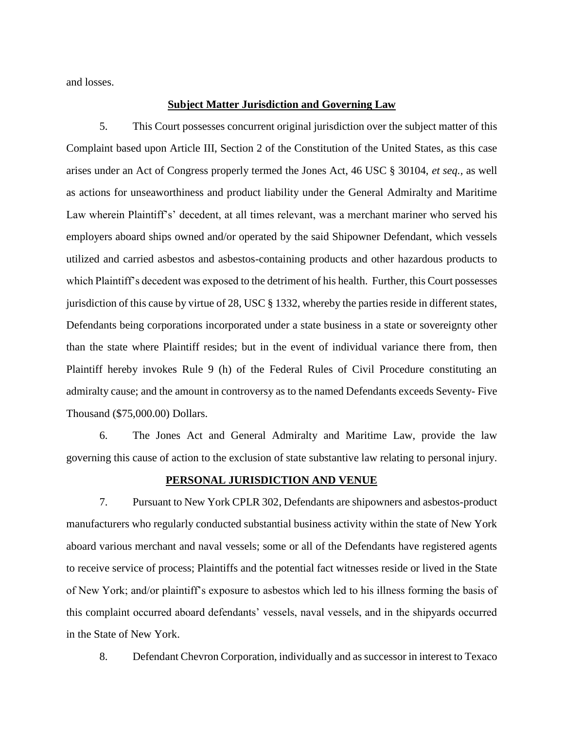and losses.

**Subject Matter Jurisdiction and Governing Law**

5. This Court possesses concurrent original jurisdiction over the subject matter of this Complaint based upon Article III, Section 2 of the Constitution of the United States, as this case arises under an Act of Congress properly termed the Jones Act, 46 USC § 30104, *et seq.*, as well as actions for unseaworthiness and product liability under the General Admiralty and Maritime Law wherein Plaintiff's' decedent, at all times relevant, was a merchant mariner who served his employers aboard ships owned and/or operated by the said Shipowner Defendant, which vessels utilized and carried asbestos and asbestos-containing products and other hazardous products to which Plaintiff's decedent was exposed to the detriment of his health. Further, this Court possesses jurisdiction of this cause by virtue of 28, USC § 1332, whereby the parties reside in different states, Defendants being corporations incorporated under a state business in a state or sovereignty other than the state where Plaintiff resides; but in the event of individual variance there from, then Plaintiff hereby invokes Rule 9 (h) of the Federal Rules of Civil Procedure constituting an admiralty cause; and the amount in controversy as to the named Defendants exceeds Seventy- Five Thousand ($75,000.00) Dollars.

6. The Jones Act and General Admiralty and Maritime Law, provide the law governing this cause of action to the exclusion of state substantive law relating to personal injury.

**PERSONAL JURISDICTION AND VENUE**

7. Pursuant to New York CPLR 302, Defendants are shipowners and asbestos-product manufacturers who regularly conducted substantial business activity within the state of New York aboard various merchant and naval vessels; some or all of the Defendants have registered agents to receive service of process; Plaintiffs and the potential fact witnesses reside or lived in the State of New York; and/or plaintiff's exposure to asbestos which led to his illness forming the basis of this complaint occurred aboard defendants' vessels, naval vessels, and in the shipyards occurred in the State of New York.

8. Defendant Chevron Corporation, individually and as successor in interest to Texaco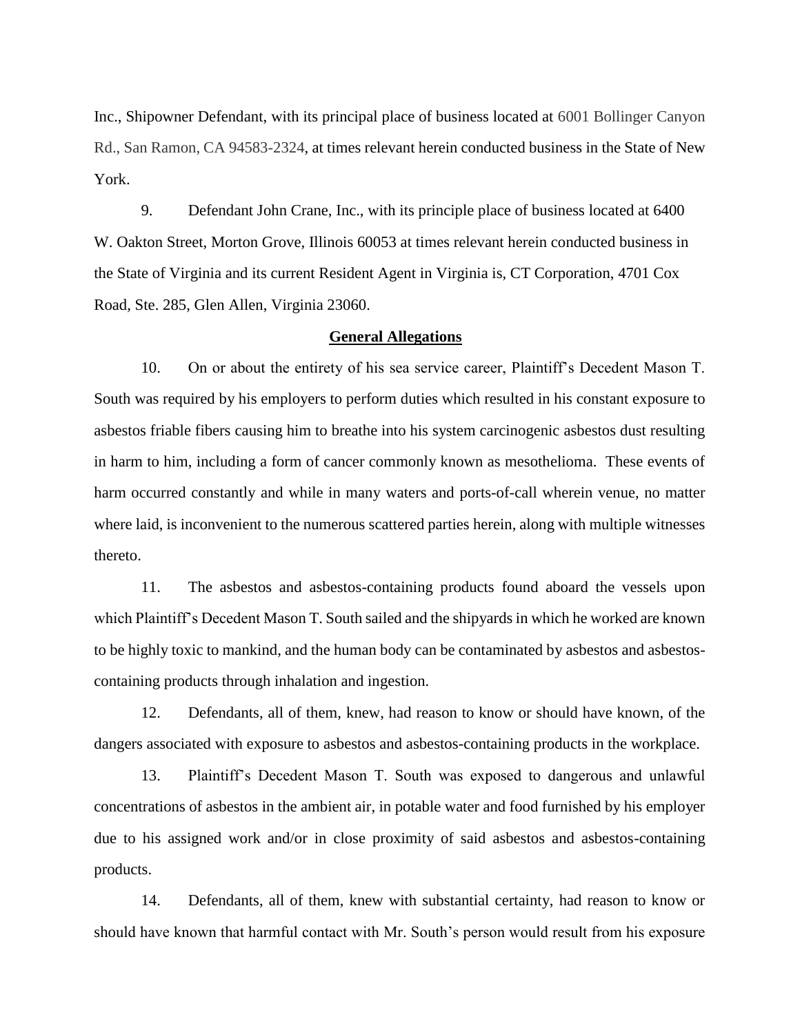Inc., Shipowner Defendant, with its principal place of business located at 6001 Bollinger Canyon Rd., San Ramon, CA 94583-2324, at times relevant herein conducted business in the State of New York.

9. Defendant John Crane, Inc., with its principle place of business located at 6400 W. Oakton Street, Morton Grove, Illinois 60053 at times relevant herein conducted business in the State of Virginia and its current Resident Agent in Virginia is, CT Corporation, 4701 Cox Road, Ste. 285, Glen Allen, Virginia 23060.

**General Allegations**

10. On or about the entirety of his sea service career, Plaintiff's Decedent Mason T. South was required by his employers to perform duties which resulted in his constant exposure to asbestos friable fibers causing him to breathe into his system carcinogenic asbestos dust resulting in harm to him, including a form of cancer commonly known as mesothelioma. These events of harm occurred constantly and while in many waters and ports-of-call wherein venue, no matter where laid, is inconvenient to the numerous scattered parties herein, along with multiple witnesses thereto.

11. The asbestos and asbestos-containing products found aboard the vessels upon which Plaintiff's Decedent Mason T. South sailed and the shipyards in which he worked are known to be highly toxic to mankind, and the human body can be contaminated by asbestos and asbestos-containing products through inhalation and ingestion.

12. Defendants, all of them, knew, had reason to know or should have known, of the dangers associated with exposure to asbestos and asbestos-containing products in the workplace.

13. Plaintiff's Decedent Mason T. South was exposed to dangerous and unlawful concentrations of asbestos in the ambient air, in potable water and food furnished by his employer due to his assigned work and/or in close proximity of said asbestos and asbestos-containing products.

14. Defendants, all of them, knew with substantial certainty, had reason to know or should have known that harmful contact with Mr. South's person would result from his exposure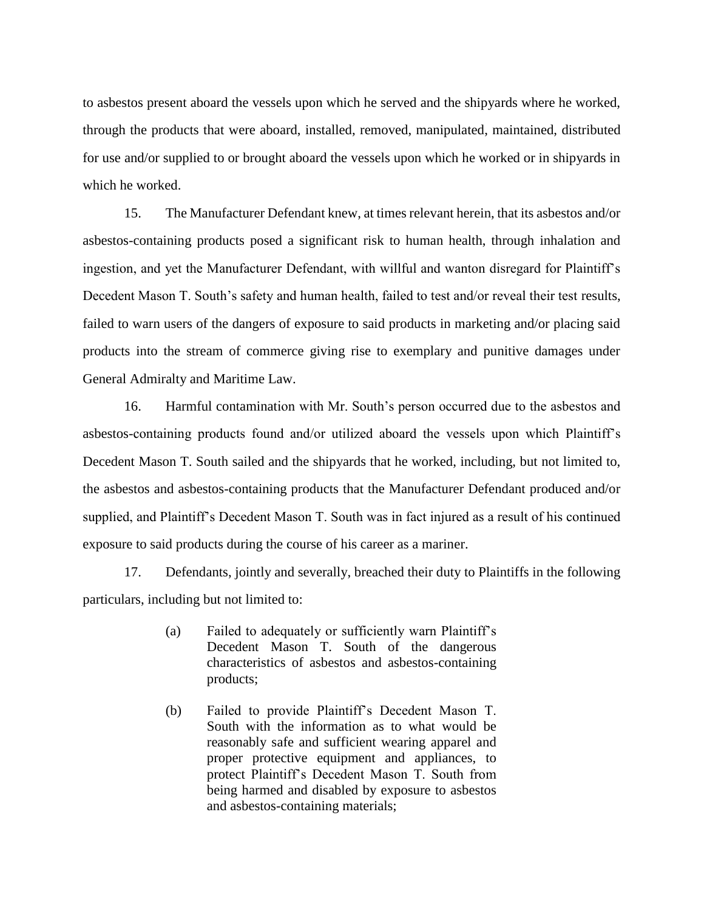to asbestos present aboard the vessels upon which he served and the shipyards where he worked, through the products that were aboard, installed, removed, manipulated, maintained, distributed for use and/or supplied to or brought aboard the vessels upon which he worked or in shipyards in which he worked.

15. The Manufacturer Defendant knew, at times relevant herein, that its asbestos and/or asbestos-containing products posed a significant risk to human health, through inhalation and ingestion, and yet the Manufacturer Defendant, with willful and wanton disregard for Plaintiff's Decedent Mason T. South's safety and human health, failed to test and/or reveal their test results, failed to warn users of the dangers of exposure to said products in marketing and/or placing said products into the stream of commerce giving rise to exemplary and punitive damages under General Admiralty and Maritime Law.

16. Harmful contamination with Mr. South's person occurred due to the asbestos and asbestos-containing products found and/or utilized aboard the vessels upon which Plaintiff's Decedent Mason T. South sailed and the shipyards that he worked, including, but not limited to, the asbestos and asbestos-containing products that the Manufacturer Defendant produced and/or supplied, and Plaintiff's Decedent Mason T. South was in fact injured as a result of his continued exposure to said products during the course of his career as a mariner.

17. Defendants, jointly and severally, breached their duty to Plaintiffs in the following particulars, including but not limited to:

> (a) Failed to adequately or sufficiently warn Plaintiff's Decedent Mason T. South of the dangerous characteristics of asbestos and asbestos-containing products;
>
> (b) Failed to provide Plaintiff's Decedent Mason T. South with the information as to what would be reasonably safe and sufficient wearing apparel and proper protective equipment and appliances, to protect Plaintiff's Decedent Mason T. South from being harmed and disabled by exposure to asbestos and asbestos-containing materials;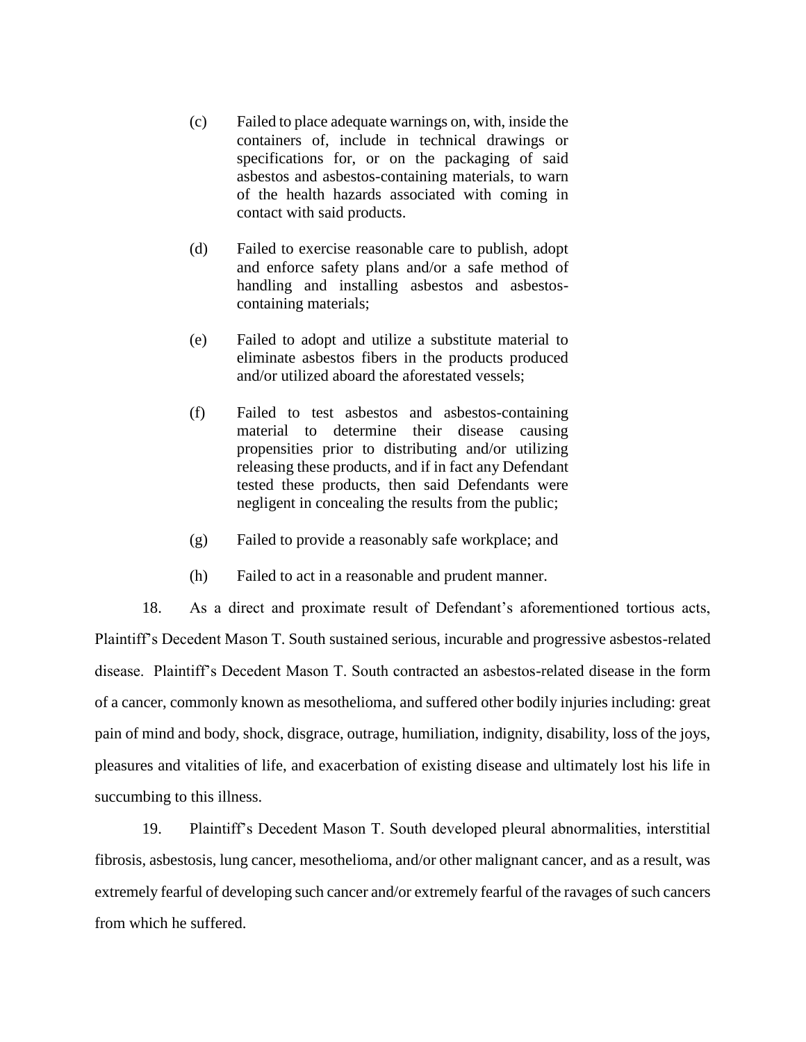(c) Failed to place adequate warnings on, with, inside the containers of, include in technical drawings or specifications for, or on the packaging of said asbestos and asbestos-containing materials, to warn of the health hazards associated with coming in contact with said products.

(d) Failed to exercise reasonable care to publish, adopt and enforce safety plans and/or a safe method of handling and installing asbestos and asbestos-containing materials;

(e) Failed to adopt and utilize a substitute material to eliminate asbestos fibers in the products produced and/or utilized aboard the aforestated vessels;

(f) Failed to test asbestos and asbestos-containing material to determine their disease causing propensities prior to distributing and/or utilizing releasing these products, and if in fact any Defendant tested these products, then said Defendants were negligent in concealing the results from the public;

(g) Failed to provide a reasonably safe workplace; and

(h) Failed to act in a reasonable and prudent manner.

18. As a direct and proximate result of Defendant's aforementioned tortious acts, Plaintiff's Decedent Mason T. South sustained serious, incurable and progressive asbestos-related disease. Plaintiff's Decedent Mason T. South contracted an asbestos-related disease in the form of a cancer, commonly known as mesothelioma, and suffered other bodily injuries including: great pain of mind and body, shock, disgrace, outrage, humiliation, indignity, disability, loss of the joys, pleasures and vitalities of life, and exacerbation of existing disease and ultimately lost his life in succumbing to this illness.

19. Plaintiff's Decedent Mason T. South developed pleural abnormalities, interstitial fibrosis, asbestosis, lung cancer, mesothelioma, and/or other malignant cancer, and as a result, was extremely fearful of developing such cancer and/or extremely fearful of the ravages of such cancers from which he suffered.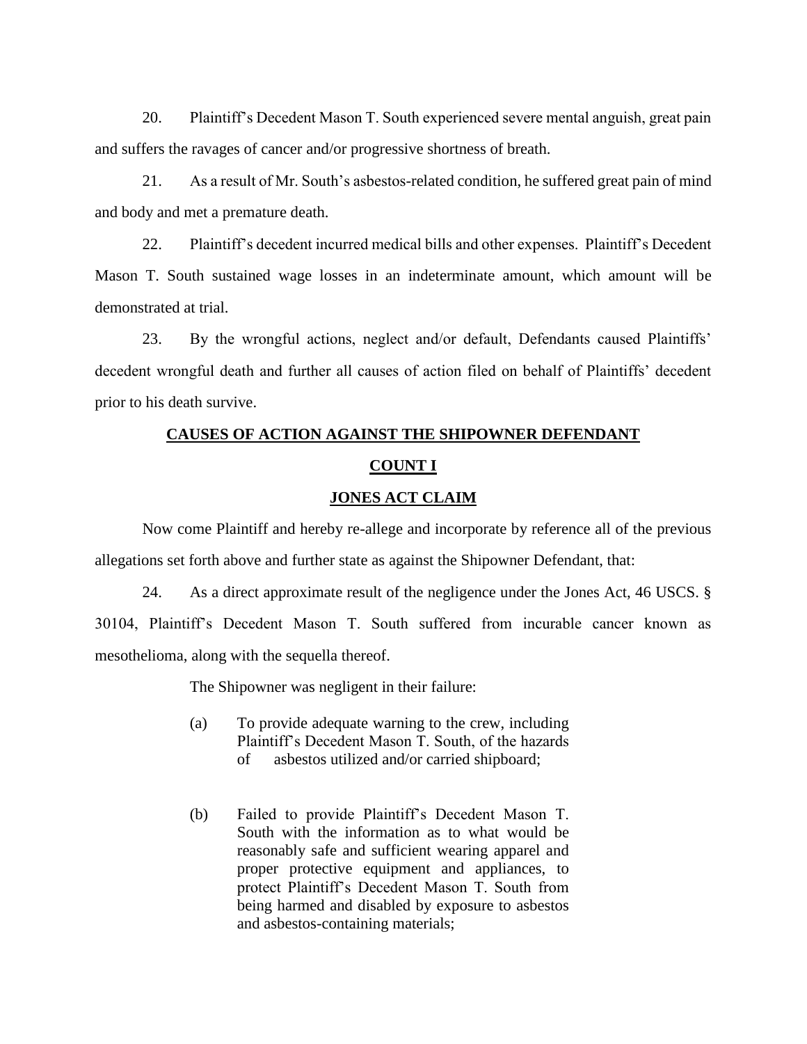20. Plaintiff's Decedent Mason T. South experienced severe mental anguish, great pain and suffers the ravages of cancer and/or progressive shortness of breath.

21. As a result of Mr. South's asbestos-related condition, he suffered great pain of mind and body and met a premature death.

22. Plaintiff's decedent incurred medical bills and other expenses. Plaintiff's Decedent Mason T. South sustained wage losses in an indeterminate amount, which amount will be demonstrated at trial.

23. By the wrongful actions, neglect and/or default, Defendants caused Plaintiffs' decedent wrongful death and further all causes of action filed on behalf of Plaintiffs' decedent prior to his death survive.

## CAUSES OF ACTION AGAINST THE SHIPOWNER DEFENDANT

## COUNT I

## JONES ACT CLAIM

Now come Plaintiff and hereby re-allege and incorporate by reference all of the previous allegations set forth above and further state as against the Shipowner Defendant, that:

24. As a direct approximate result of the negligence under the Jones Act, 46 USCS. § 30104, Plaintiff's Decedent Mason T. South suffered from incurable cancer known as mesothelioma, along with the sequella thereof.

The Shipowner was negligent in their failure:

(a) To provide adequate warning to the crew, including Plaintiff's Decedent Mason T. South, of the hazards of asbestos utilized and/or carried shipboard;

(b) Failed to provide Plaintiff's Decedent Mason T. South with the information as to what would be reasonably safe and sufficient wearing apparel and proper protective equipment and appliances, to protect Plaintiff's Decedent Mason T. South from being harmed and disabled by exposure to asbestos and asbestos-containing materials;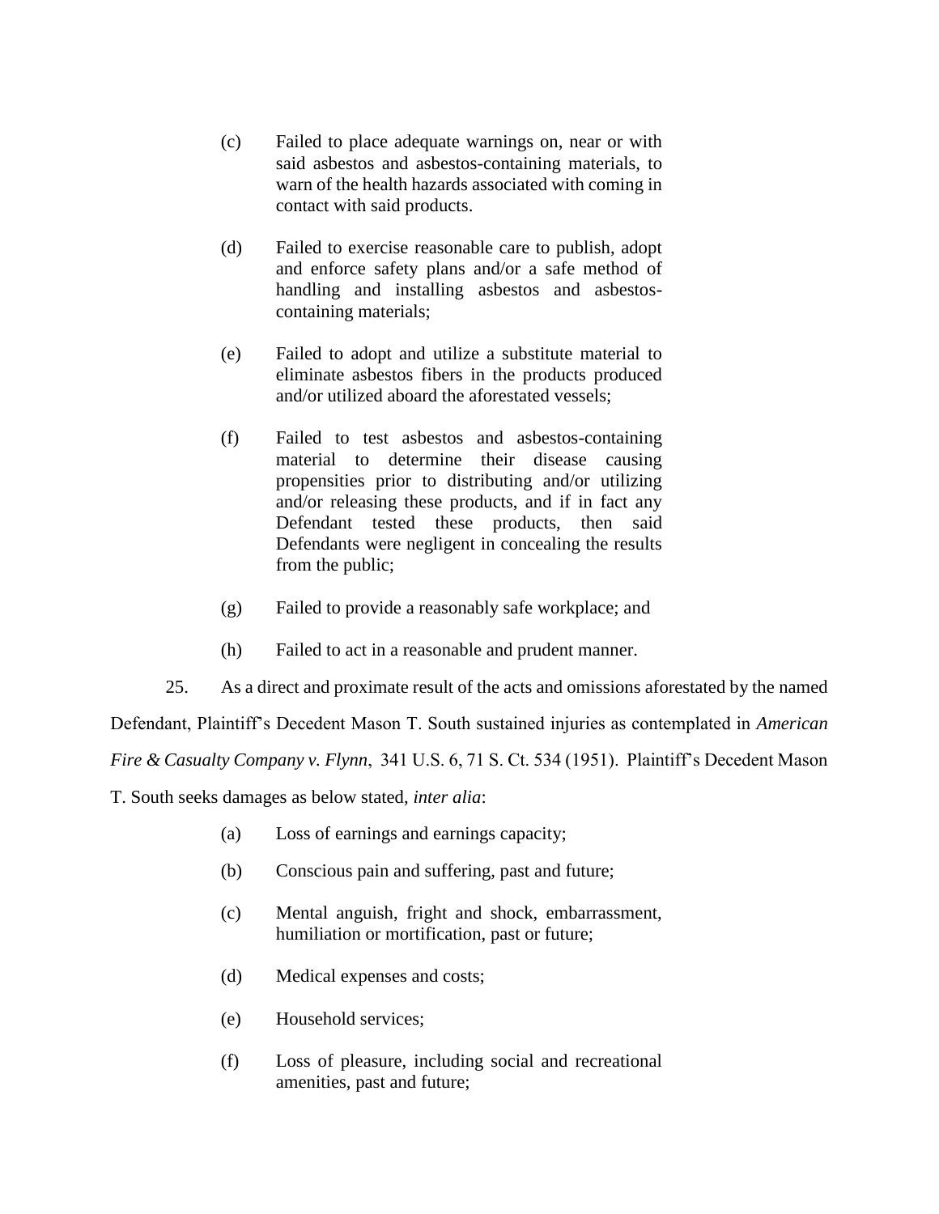(c) Failed to place adequate warnings on, near or with said asbestos and asbestos-containing materials, to warn of the health hazards associated with coming in contact with said products.

(d) Failed to exercise reasonable care to publish, adopt and enforce safety plans and/or a safe method of handling and installing asbestos and asbestos-containing materials;

(e) Failed to adopt and utilize a substitute material to eliminate asbestos fibers in the products produced and/or utilized aboard the aforestated vessels;

(f) Failed to test asbestos and asbestos-containing material to determine their disease causing propensities prior to distributing and/or utilizing and/or releasing these products, and if in fact any Defendant tested these products, then said Defendants were negligent in concealing the results from the public;

(g) Failed to provide a reasonably safe workplace; and

(h) Failed to act in a reasonable and prudent manner.

25. As a direct and proximate result of the acts and omissions aforestated by the named Defendant, Plaintiff's Decedent Mason T. South sustained injuries as contemplated in *American Fire & Casualty Company v. Flynn*, 341 U.S. 6, 71 S. Ct. 534 (1951). Plaintiff's Decedent Mason T. South seeks damages as below stated, *inter alia*:

(a) Loss of earnings and earnings capacity;

(b) Conscious pain and suffering, past and future;

(c) Mental anguish, fright and shock, embarrassment, humiliation or mortification, past or future;

(d) Medical expenses and costs;

(e) Household services;

(f) Loss of pleasure, including social and recreational amenities, past and future;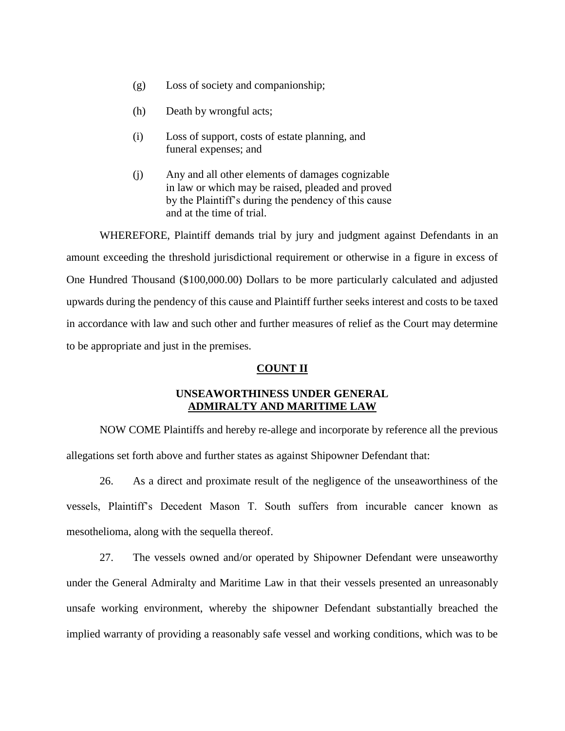(g) Loss of society and companionship;

(h) Death by wrongful acts;

(i) Loss of support, costs of estate planning, and funeral expenses; and

(j) Any and all other elements of damages cognizable in law or which may be raised, pleaded and proved by the Plaintiff's during the pendency of this cause and at the time of trial.

WHEREFORE, Plaintiff demands trial by jury and judgment against Defendants in an amount exceeding the threshold jurisdictional requirement or otherwise in a figure in excess of One Hundred Thousand ($100,000.00) Dollars to be more particularly calculated and adjusted upwards during the pendency of this cause and Plaintiff further seeks interest and costs to be taxed in accordance with law and such other and further measures of relief as the Court may determine to be appropriate and just in the premises.

## COUNT II

### UNSEAWORTHINESS UNDER GENERAL ADMIRALTY AND MARITIME LAW

NOW COME Plaintiffs and hereby re-allege and incorporate by reference all the previous allegations set forth above and further states as against Shipowner Defendant that:

26. As a direct and proximate result of the negligence of the unseaworthiness of the vessels, Plaintiff's Decedent Mason T. South suffers from incurable cancer known as mesothelioma, along with the sequella thereof.

27. The vessels owned and/or operated by Shipowner Defendant were unseaworthy under the General Admiralty and Maritime Law in that their vessels presented an unreasonably unsafe working environment, whereby the shipowner Defendant substantially breached the implied warranty of providing a reasonably safe vessel and working conditions, which was to be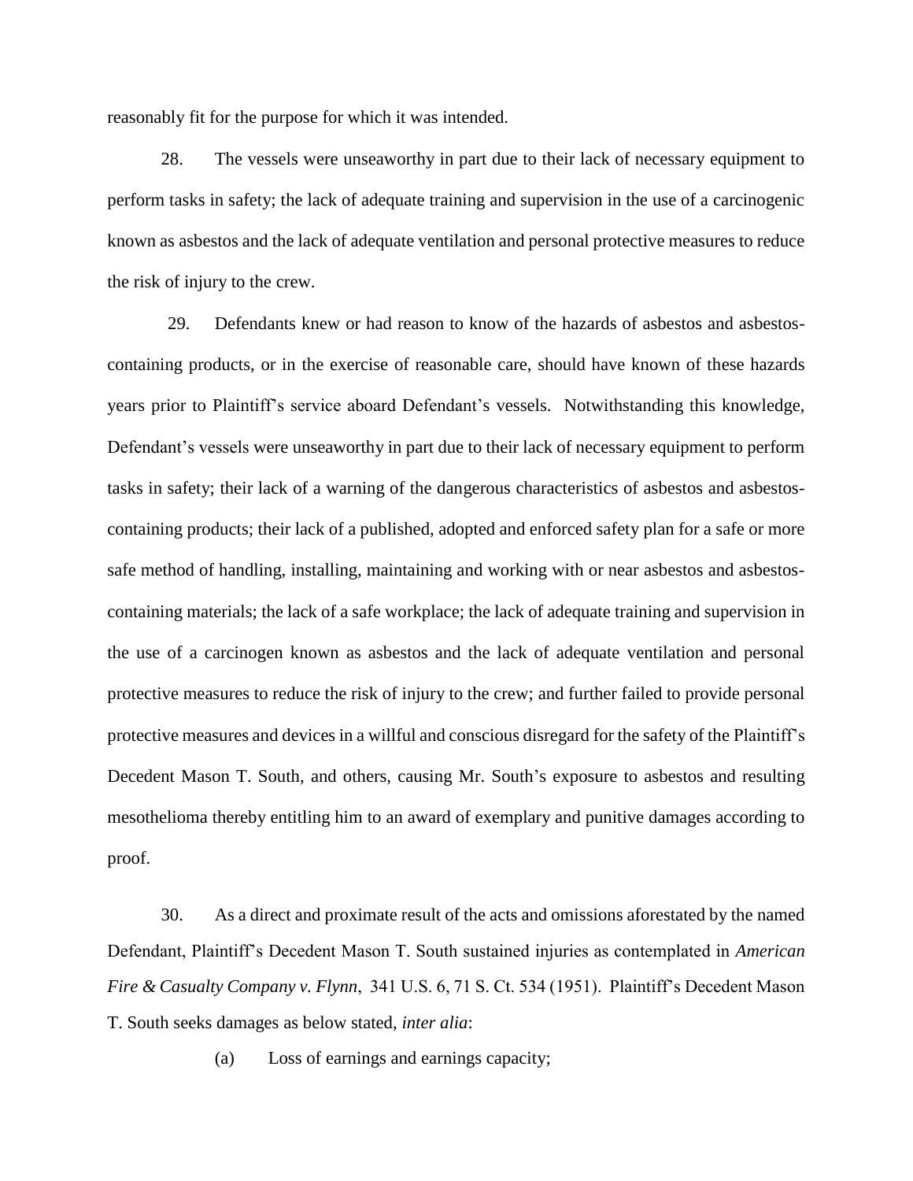reasonably fit for the purpose for which it was intended.

28. The vessels were unseaworthy in part due to their lack of necessary equipment to perform tasks in safety; the lack of adequate training and supervision in the use of a carcinogenic known as asbestos and the lack of adequate ventilation and personal protective measures to reduce the risk of injury to the crew.

29. Defendants knew or had reason to know of the hazards of asbestos and asbestos-containing products, or in the exercise of reasonable care, should have known of these hazards years prior to Plaintiff's service aboard Defendant's vessels. Notwithstanding this knowledge, Defendant's vessels were unseaworthy in part due to their lack of necessary equipment to perform tasks in safety; their lack of a warning of the dangerous characteristics of asbestos and asbestos-containing products; their lack of a published, adopted and enforced safety plan for a safe or more safe method of handling, installing, maintaining and working with or near asbestos and asbestos-containing materials; the lack of a safe workplace; the lack of adequate training and supervision in the use of a carcinogen known as asbestos and the lack of adequate ventilation and personal protective measures to reduce the risk of injury to the crew; and further failed to provide personal protective measures and devices in a willful and conscious disregard for the safety of the Plaintiff's Decedent Mason T. South, and others, causing Mr. South's exposure to asbestos and resulting mesothelioma thereby entitling him to an award of exemplary and punitive damages according to proof.

30. As a direct and proximate result of the acts and omissions aforestated by the named Defendant, Plaintiff's Decedent Mason T. South sustained injuries as contemplated in *American Fire & Casualty Company v. Flynn*, 341 U.S. 6, 71 S. Ct. 534 (1951). Plaintiff's Decedent Mason T. South seeks damages as below stated, *inter alia*:

(a) Loss of earnings and earnings capacity;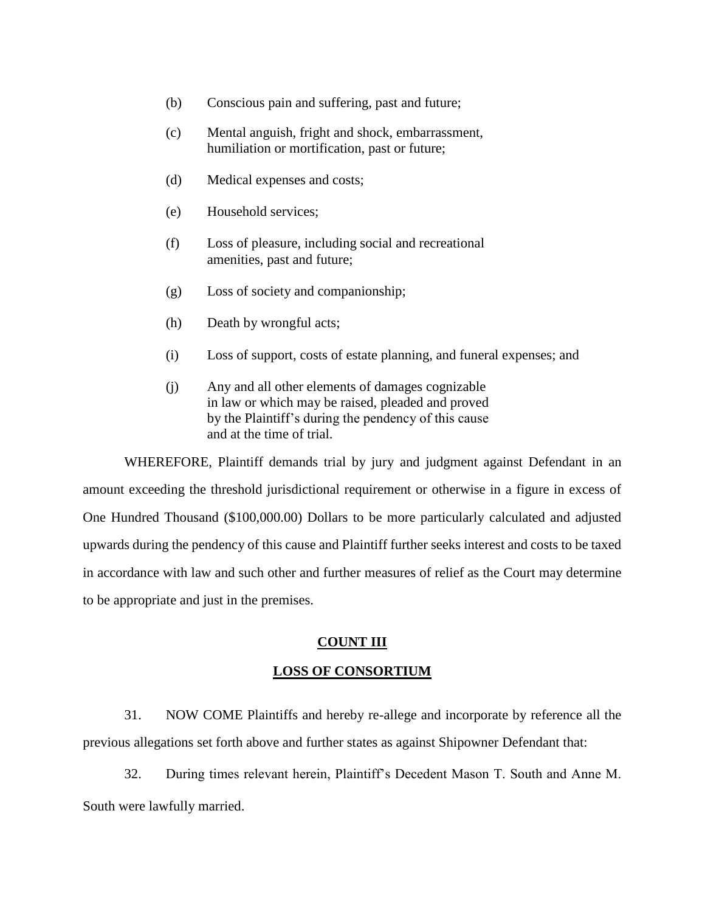(b) Conscious pain and suffering, past and future;

(c) Mental anguish, fright and shock, embarrassment, humiliation or mortification, past or future;

(d) Medical expenses and costs;

(e) Household services;

(f) Loss of pleasure, including social and recreational amenities, past and future;

(g) Loss of society and companionship;

(h) Death by wrongful acts;

(i) Loss of support, costs of estate planning, and funeral expenses; and

(j) Any and all other elements of damages cognizable in law or which may be raised, pleaded and proved by the Plaintiff's during the pendency of this cause and at the time of trial.

WHEREFORE, Plaintiff demands trial by jury and judgment against Defendant in an amount exceeding the threshold jurisdictional requirement or otherwise in a figure in excess of One Hundred Thousand ($100,000.00) Dollars to be more particularly calculated and adjusted upwards during the pendency of this cause and Plaintiff further seeks interest and costs to be taxed in accordance with law and such other and further measures of relief as the Court may determine to be appropriate and just in the premises.

**COUNT III**

**LOSS OF CONSORTIUM**

31. NOW COME Plaintiffs and hereby re-allege and incorporate by reference all the previous allegations set forth above and further states as against Shipowner Defendant that:

32. During times relevant herein, Plaintiff's Decedent Mason T. South and Anne M. South were lawfully married.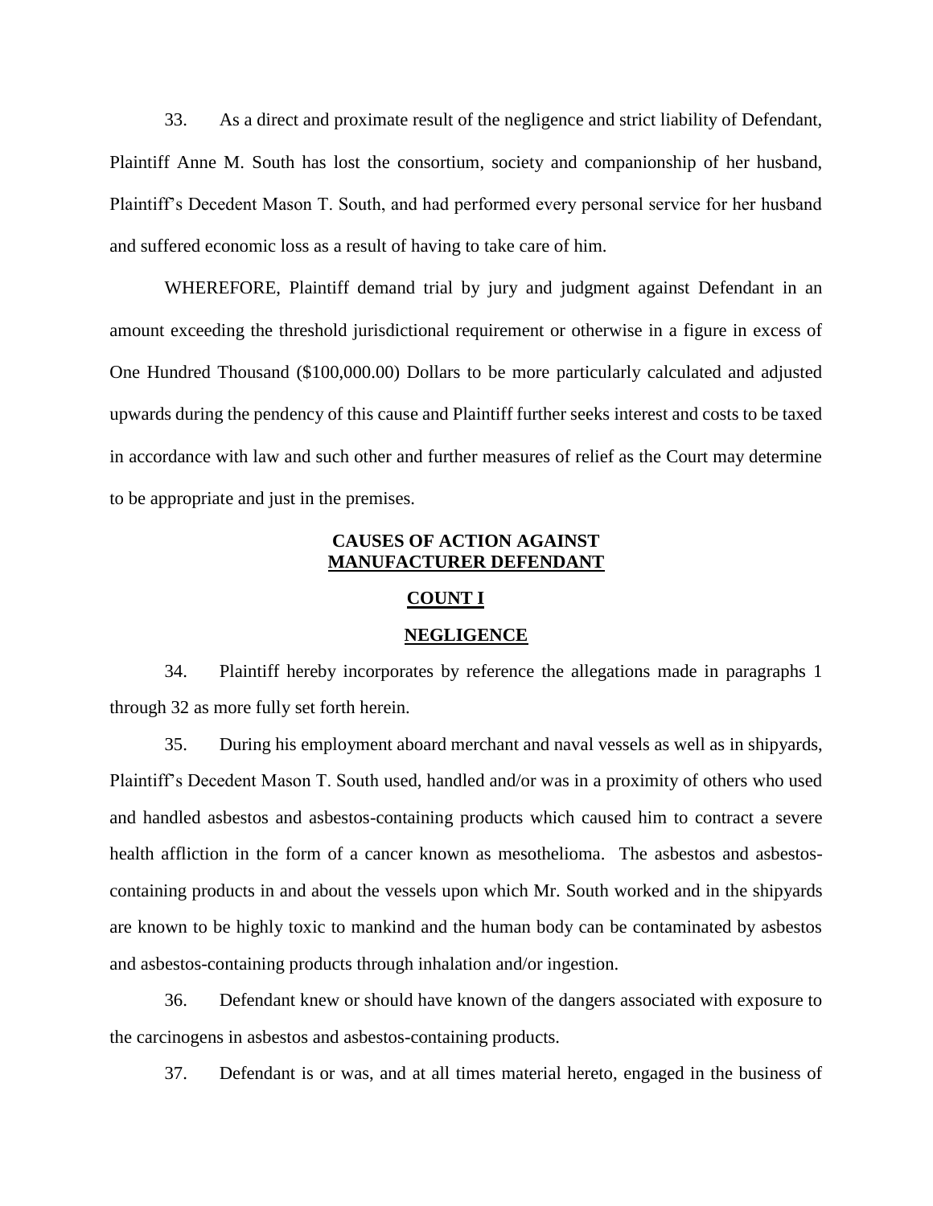33. As a direct and proximate result of the negligence and strict liability of Defendant, Plaintiff Anne M. South has lost the consortium, society and companionship of her husband, Plaintiff's Decedent Mason T. South, and had performed every personal service for her husband and suffered economic loss as a result of having to take care of him.

WHEREFORE, Plaintiff demand trial by jury and judgment against Defendant in an amount exceeding the threshold jurisdictional requirement or otherwise in a figure in excess of One Hundred Thousand ($100,000.00) Dollars to be more particularly calculated and adjusted upwards during the pendency of this cause and Plaintiff further seeks interest and costs to be taxed in accordance with law and such other and further measures of relief as the Court may determine to be appropriate and just in the premises.

## CAUSES OF ACTION AGAINST MANUFACTURER DEFENDANT

### COUNT I

### NEGLIGENCE

34. Plaintiff hereby incorporates by reference the allegations made in paragraphs 1 through 32 as more fully set forth herein.

35. During his employment aboard merchant and naval vessels as well as in shipyards, Plaintiff's Decedent Mason T. South used, handled and/or was in a proximity of others who used and handled asbestos and asbestos-containing products which caused him to contract a severe health affliction in the form of a cancer known as mesothelioma. The asbestos and asbestos-containing products in and about the vessels upon which Mr. South worked and in the shipyards are known to be highly toxic to mankind and the human body can be contaminated by asbestos and asbestos-containing products through inhalation and/or ingestion.

36. Defendant knew or should have known of the dangers associated with exposure to the carcinogens in asbestos and asbestos-containing products.

37. Defendant is or was, and at all times material hereto, engaged in the business of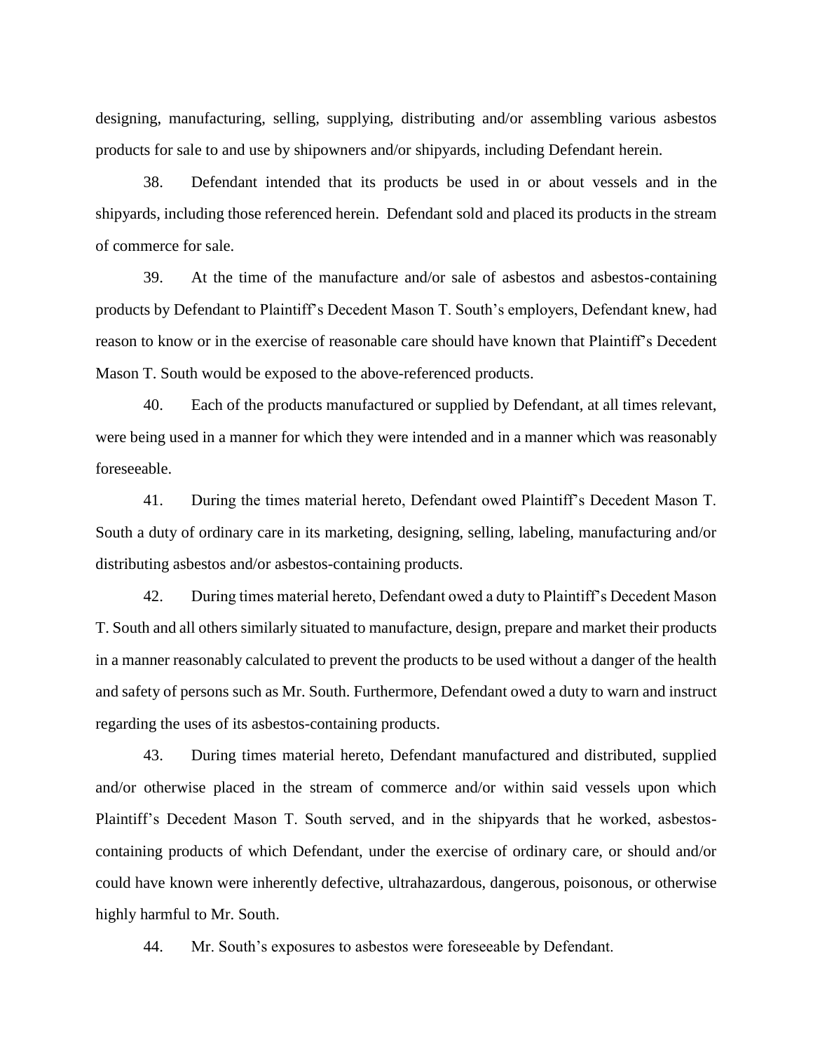designing, manufacturing, selling, supplying, distributing and/or assembling various asbestos products for sale to and use by shipowners and/or shipyards, including Defendant herein.

38. Defendant intended that its products be used in or about vessels and in the shipyards, including those referenced herein. Defendant sold and placed its products in the stream of commerce for sale.

39. At the time of the manufacture and/or sale of asbestos and asbestos-containing products by Defendant to Plaintiff's Decedent Mason T. South's employers, Defendant knew, had reason to know or in the exercise of reasonable care should have known that Plaintiff's Decedent Mason T. South would be exposed to the above-referenced products.

40. Each of the products manufactured or supplied by Defendant, at all times relevant, were being used in a manner for which they were intended and in a manner which was reasonably foreseeable.

41. During the times material hereto, Defendant owed Plaintiff's Decedent Mason T. South a duty of ordinary care in its marketing, designing, selling, labeling, manufacturing and/or distributing asbestos and/or asbestos-containing products.

42. During times material hereto, Defendant owed a duty to Plaintiff's Decedent Mason T. South and all others similarly situated to manufacture, design, prepare and market their products in a manner reasonably calculated to prevent the products to be used without a danger of the health and safety of persons such as Mr. South. Furthermore, Defendant owed a duty to warn and instruct regarding the uses of its asbestos-containing products.

43. During times material hereto, Defendant manufactured and distributed, supplied and/or otherwise placed in the stream of commerce and/or within said vessels upon which Plaintiff's Decedent Mason T. South served, and in the shipyards that he worked, asbestos-containing products of which Defendant, under the exercise of ordinary care, or should and/or could have known were inherently defective, ultrahazardous, dangerous, poisonous, or otherwise highly harmful to Mr. South.

44. Mr. South's exposures to asbestos were foreseeable by Defendant.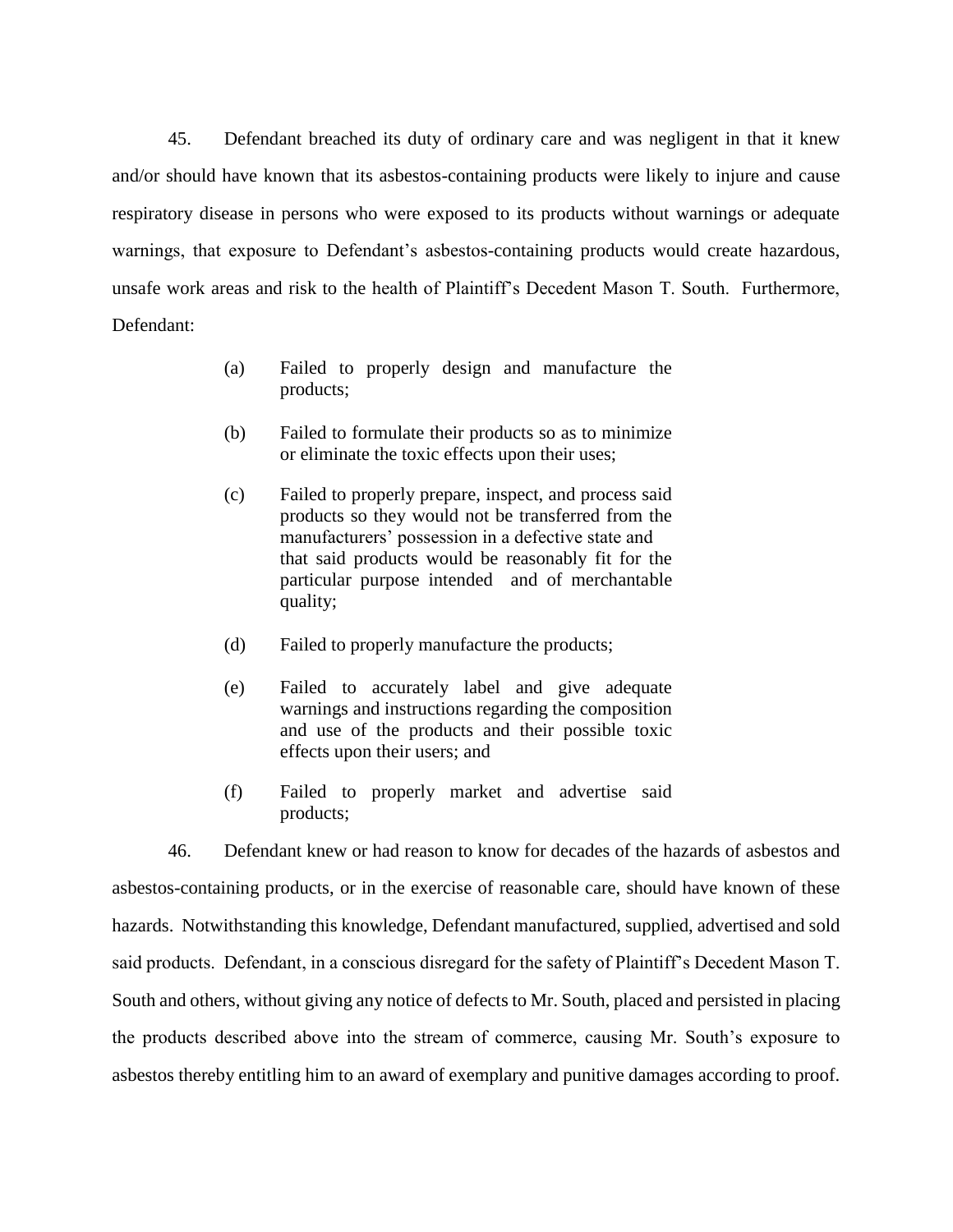45. Defendant breached its duty of ordinary care and was negligent in that it knew and/or should have known that its asbestos-containing products were likely to injure and cause respiratory disease in persons who were exposed to its products without warnings or adequate warnings, that exposure to Defendant's asbestos-containing products would create hazardous, unsafe work areas and risk to the health of Plaintiff's Decedent Mason T. South. Furthermore, Defendant:

> (a) Failed to properly design and manufacture the products;
>
> (b) Failed to formulate their products so as to minimize or eliminate the toxic effects upon their uses;
>
> (c) Failed to properly prepare, inspect, and process said products so they would not be transferred from the manufacturers' possession in a defective state and that said products would be reasonably fit for the particular purpose intended and of merchantable quality;
>
> (d) Failed to properly manufacture the products;
>
> (e) Failed to accurately label and give adequate warnings and instructions regarding the composition and use of the products and their possible toxic effects upon their users; and
>
> (f) Failed to properly market and advertise said products;

46. Defendant knew or had reason to know for decades of the hazards of asbestos and asbestos-containing products, or in the exercise of reasonable care, should have known of these hazards. Notwithstanding this knowledge, Defendant manufactured, supplied, advertised and sold said products. Defendant, in a conscious disregard for the safety of Plaintiff's Decedent Mason T. South and others, without giving any notice of defects to Mr. South, placed and persisted in placing the products described above into the stream of commerce, causing Mr. South's exposure to asbestos thereby entitling him to an award of exemplary and punitive damages according to proof.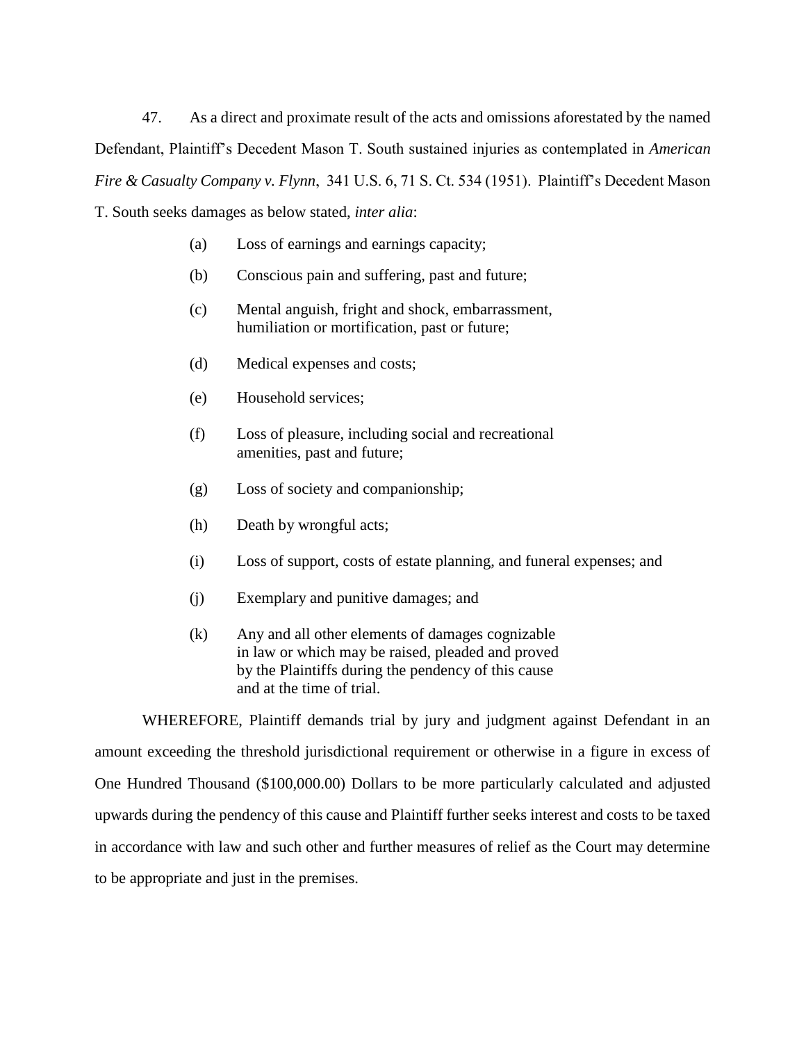47. As a direct and proximate result of the acts and omissions aforestated by the named Defendant, Plaintiff's Decedent Mason T. South sustained injuries as contemplated in *American Fire & Casualty Company v. Flynn*, 341 U.S. 6, 71 S. Ct. 534 (1951). Plaintiff's Decedent Mason T. South seeks damages as below stated, *inter alia*:

(a) Loss of earnings and earnings capacity;

(b) Conscious pain and suffering, past and future;

(c) Mental anguish, fright and shock, embarrassment, humiliation or mortification, past or future;

(d) Medical expenses and costs;

(e) Household services;

(f) Loss of pleasure, including social and recreational amenities, past and future;

(g) Loss of society and companionship;

(h) Death by wrongful acts;

(i) Loss of support, costs of estate planning, and funeral expenses; and

(j) Exemplary and punitive damages; and

(k) Any and all other elements of damages cognizable in law or which may be raised, pleaded and proved by the Plaintiffs during the pendency of this cause and at the time of trial.

WHEREFORE, Plaintiff demands trial by jury and judgment against Defendant in an amount exceeding the threshold jurisdictional requirement or otherwise in a figure in excess of One Hundred Thousand ($100,000.00) Dollars to be more particularly calculated and adjusted upwards during the pendency of this cause and Plaintiff further seeks interest and costs to be taxed in accordance with law and such other and further measures of relief as the Court may determine to be appropriate and just in the premises.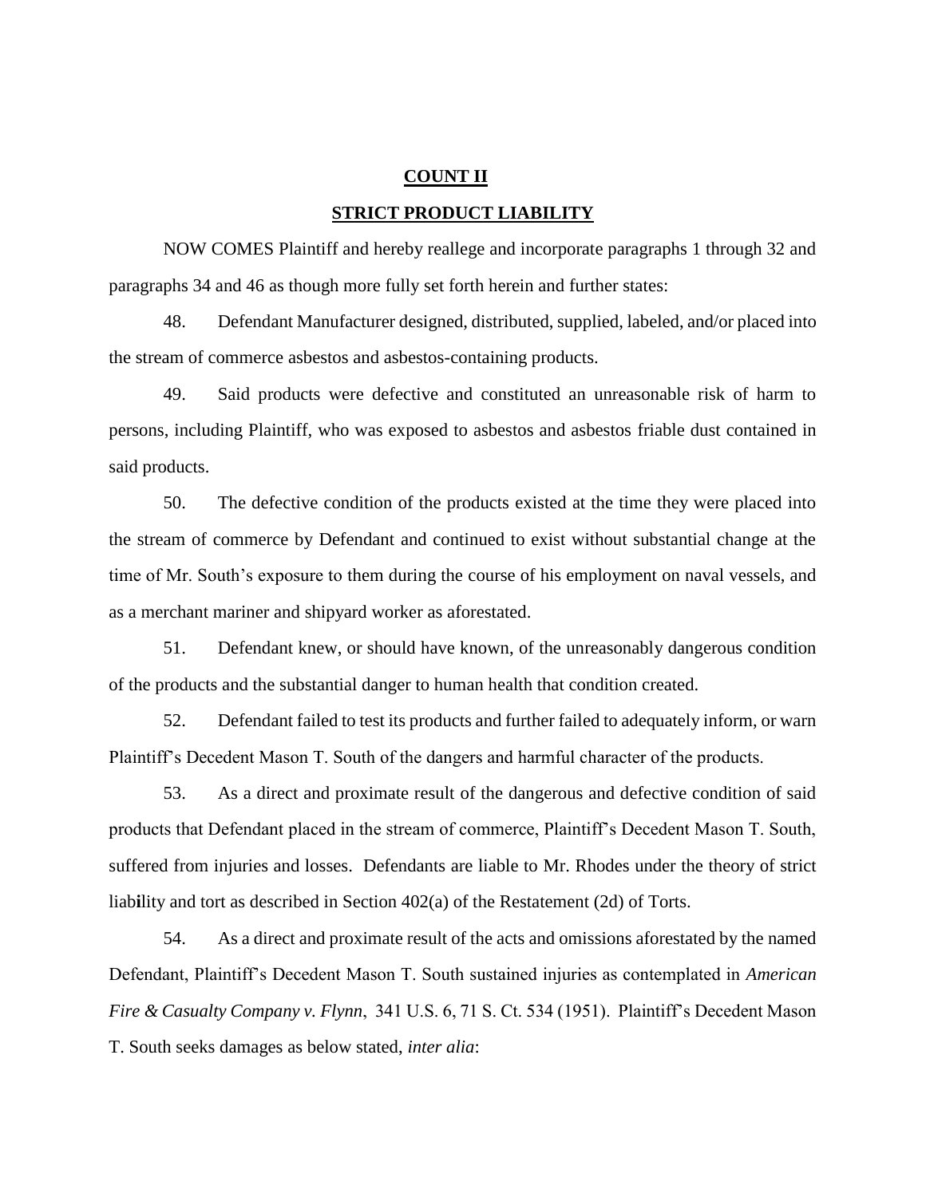**COUNT II**

**STRICT PRODUCT LIABILITY**

NOW COMES Plaintiff and hereby reallege and incorporate paragraphs 1 through 32 and paragraphs 34 and 46 as though more fully set forth herein and further states:

48. Defendant Manufacturer designed, distributed, supplied, labeled, and/or placed into the stream of commerce asbestos and asbestos-containing products.

49. Said products were defective and constituted an unreasonable risk of harm to persons, including Plaintiff, who was exposed to asbestos and asbestos friable dust contained in said products.

50. The defective condition of the products existed at the time they were placed into the stream of commerce by Defendant and continued to exist without substantial change at the time of Mr. South's exposure to them during the course of his employment on naval vessels, and as a merchant mariner and shipyard worker as aforestated.

51. Defendant knew, or should have known, of the unreasonably dangerous condition of the products and the substantial danger to human health that condition created.

52. Defendant failed to test its products and further failed to adequately inform, or warn Plaintiff's Decedent Mason T. South of the dangers and harmful character of the products.

53. As a direct and proximate result of the dangerous and defective condition of said products that Defendant placed in the stream of commerce, Plaintiff's Decedent Mason T. South, suffered from injuries and losses. Defendants are liable to Mr. Rhodes under the theory of strict liability and tort as described in Section 402(a) of the Restatement (2d) of Torts.

54. As a direct and proximate result of the acts and omissions aforestated by the named Defendant, Plaintiff's Decedent Mason T. South sustained injuries as contemplated in *American Fire & Casualty Company v. Flynn*, 341 U.S. 6, 71 S. Ct. 534 (1951). Plaintiff's Decedent Mason T. South seeks damages as below stated, *inter alia*: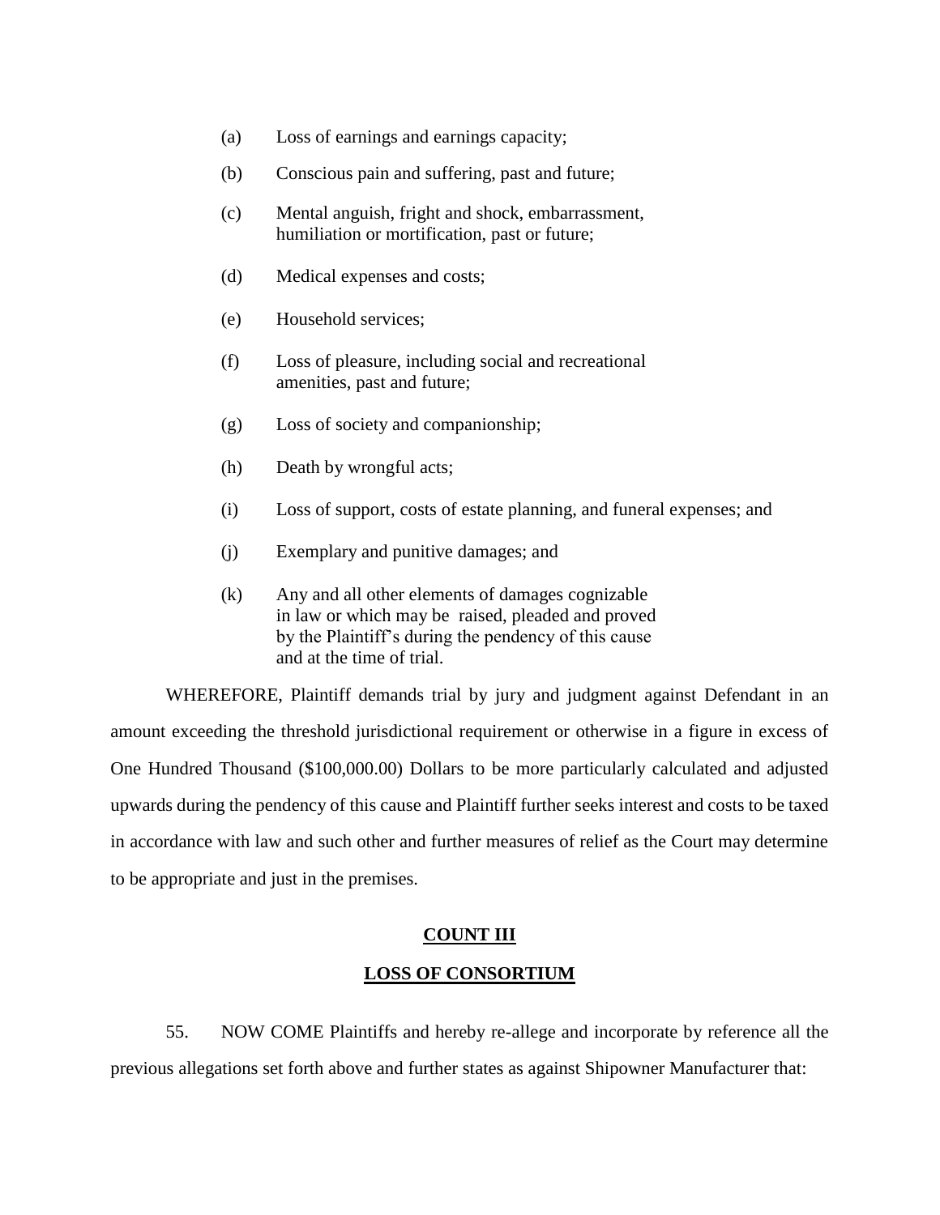(a) Loss of earnings and earnings capacity;

(b) Conscious pain and suffering, past and future;

(c) Mental anguish, fright and shock, embarrassment, humiliation or mortification, past or future;

(d) Medical expenses and costs;

(e) Household services;

(f) Loss of pleasure, including social and recreational amenities, past and future;

(g) Loss of society and companionship;

(h) Death by wrongful acts;

(i) Loss of support, costs of estate planning, and funeral expenses; and

(j) Exemplary and punitive damages; and

(k) Any and all other elements of damages cognizable in law or which may be raised, pleaded and proved by the Plaintiff's during the pendency of this cause and at the time of trial.

WHEREFORE, Plaintiff demands trial by jury and judgment against Defendant in an amount exceeding the threshold jurisdictional requirement or otherwise in a figure in excess of One Hundred Thousand ($100,000.00) Dollars to be more particularly calculated and adjusted upwards during the pendency of this cause and Plaintiff further seeks interest and costs to be taxed in accordance with law and such other and further measures of relief as the Court may determine to be appropriate and just in the premises.

## COUNT III

## LOSS OF CONSORTIUM

55. NOW COME Plaintiffs and hereby re-allege and incorporate by reference all the previous allegations set forth above and further states as against Shipowner Manufacturer that: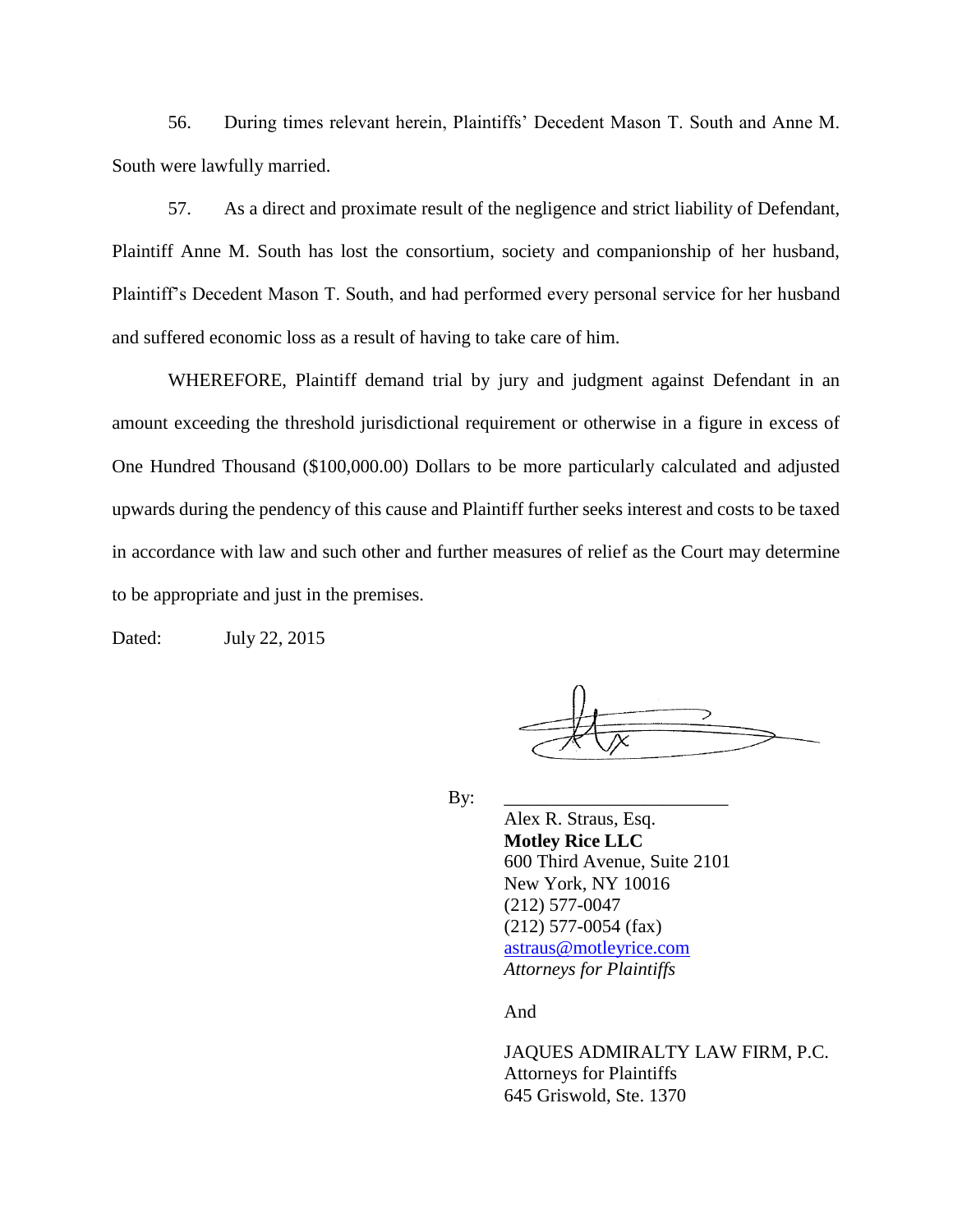56. During times relevant herein, Plaintiffs' Decedent Mason T. South and Anne M. South were lawfully married.

57. As a direct and proximate result of the negligence and strict liability of Defendant, Plaintiff Anne M. South has lost the consortium, society and companionship of her husband, Plaintiff's Decedent Mason T. South, and had performed every personal service for her husband and suffered economic loss as a result of having to take care of him.

WHEREFORE, Plaintiff demand trial by jury and judgment against Defendant in an amount exceeding the threshold jurisdictional requirement or otherwise in a figure in excess of One Hundred Thousand ($100,000.00) Dollars to be more particularly calculated and adjusted upwards during the pendency of this cause and Plaintiff further seeks interest and costs to be taxed in accordance with law and such other and further measures of relief as the Court may determine to be appropriate and just in the premises.

Dated: July 22, 2015

By: ________________________

Alex R. Straus, Esq.
**Motley Rice LLC**
600 Third Avenue, Suite 2101
New York, NY 10016
(212) 577-0047
(212) 577-0054 (fax)
astraus@motleyrice.com
*Attorneys for Plaintiffs*

And

JAQUES ADMIRALTY LAW FIRM, P.C.
Attorneys for Plaintiffs
645 Griswold, Ste. 1370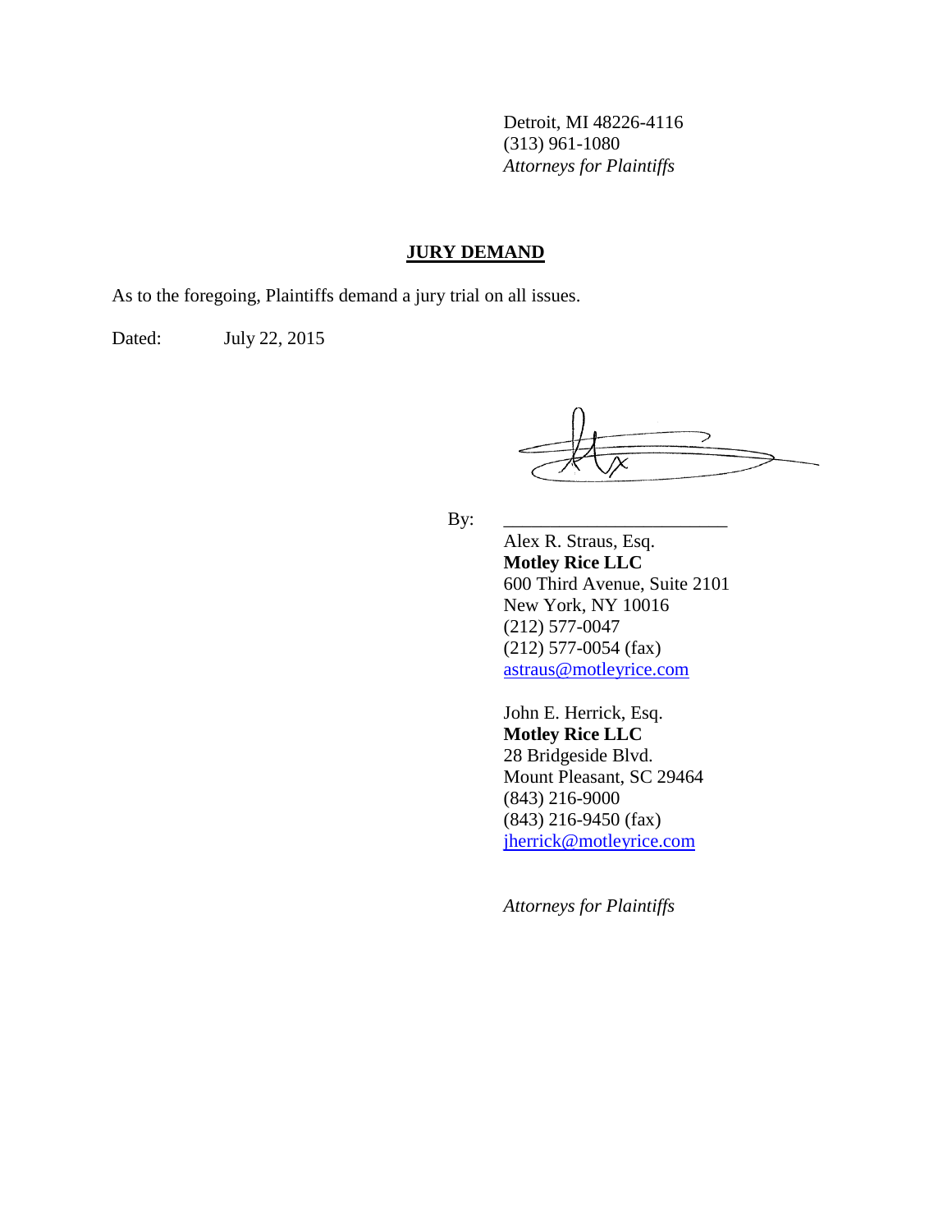Detroit, MI 48226-4116
(313) 961-1080
*Attorneys for Plaintiffs*

## JURY DEMAND

As to the foregoing, Plaintiffs demand a jury trial on all issues.

Dated: July 22, 2015

By: ________________________

Alex R. Straus, Esq.
**Motley Rice LLC**
600 Third Avenue, Suite 2101
New York, NY 10016
(212) 577-0047
(212) 577-0054 (fax)
astraus@motleyrice.com

John E. Herrick, Esq.
**Motley Rice LLC**
28 Bridgeside Blvd.
Mount Pleasant, SC 29464
(843) 216-9000
(843) 216-9450 (fax)
jherrick@motleyrice.com

*Attorneys for Plaintiffs*